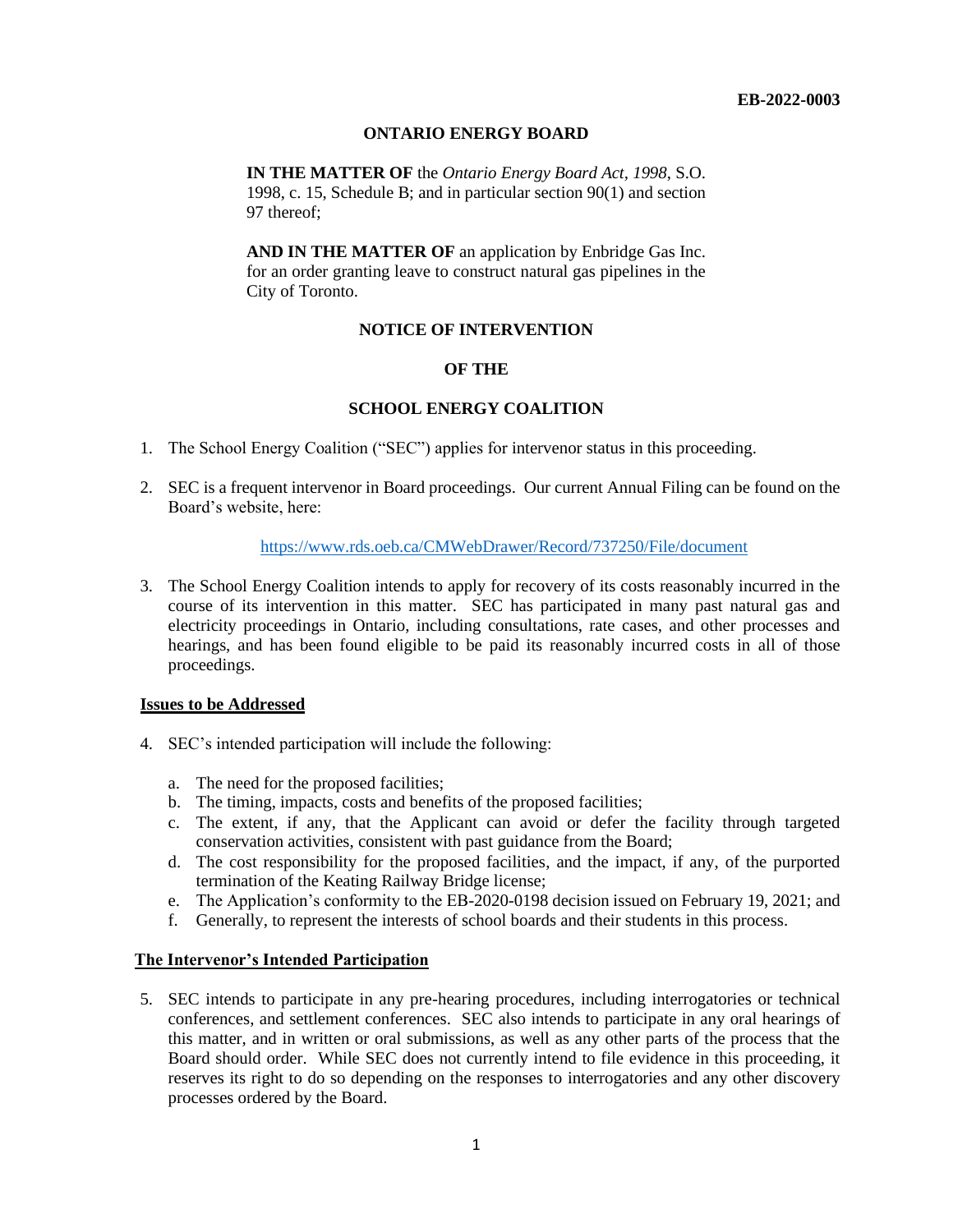**EB-2022-0003**

**ONTARIO ENERGY BOARD**

**IN THE MATTER OF** the *Ontario Energy Board Act, 1998*, S.O. 1998, c. 15, Schedule B; and in particular section 90(1) and section 97 thereof;

**AND IN THE MATTER OF** an application by Enbridge Gas Inc. for an order granting leave to construct natural gas pipelines in the City of Toronto.

**NOTICE OF INTERVENTION**

**OF THE**

**SCHOOL ENERGY COALITION**

1. The School Energy Coalition ("SEC") applies for intervenor status in this proceeding.

2. SEC is a frequent intervenor in Board proceedings. Our current Annual Filing can be found on the Board's website, here:

   https://www.rds.oeb.ca/CMWebDrawer/Record/737250/File/document

3. The School Energy Coalition intends to apply for recovery of its costs reasonably incurred in the course of its intervention in this matter. SEC has participated in many past natural gas and electricity proceedings in Ontario, including consultations, rate cases, and other processes and hearings, and has been found eligible to be paid its reasonably incurred costs in all of those proceedings.

**Issues to be Addressed**

4. SEC's intended participation will include the following:

   a. The need for the proposed facilities;
   b. The timing, impacts, costs and benefits of the proposed facilities;
   c. The extent, if any, that the Applicant can avoid or defer the facility through targeted conservation activities, consistent with past guidance from the Board;
   d. The cost responsibility for the proposed facilities, and the impact, if any, of the purported termination of the Keating Railway Bridge license;
   e. The Application's conformity to the EB-2020-0198 decision issued on February 19, 2021; and
   f. Generally, to represent the interests of school boards and their students in this process.

**The Intervenor's Intended Participation**

5. SEC intends to participate in any pre-hearing procedures, including interrogatories or technical conferences, and settlement conferences. SEC also intends to participate in any oral hearings of this matter, and in written or oral submissions, as well as any other parts of the process that the Board should order. While SEC does not currently intend to file evidence in this proceeding, it reserves its right to do so depending on the responses to interrogatories and any other discovery processes ordered by the Board.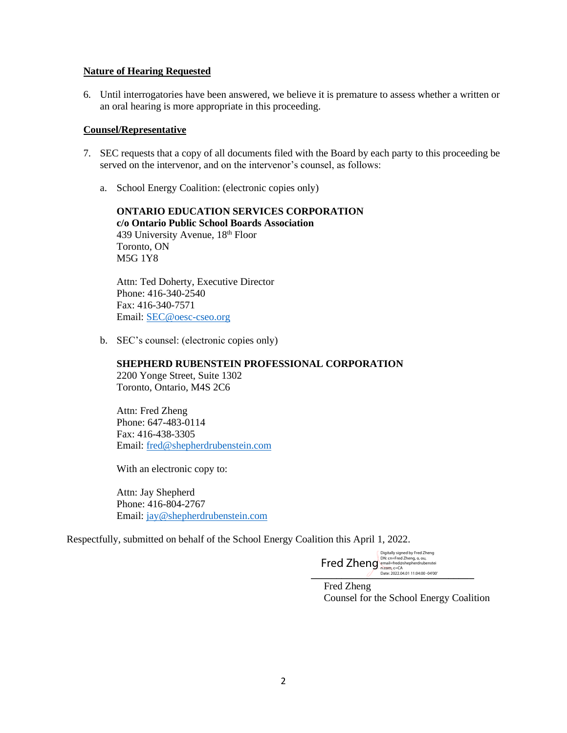**Nature of Hearing Requested**

6. Until interrogatories have been answered, we believe it is premature to assess whether a written or an oral hearing is more appropriate in this proceeding.

**Counsel/Representative**

7. SEC requests that a copy of all documents filed with the Board by each party to this proceeding be served on the intervenor, and on the intervenor's counsel, as follows:

   a. School Energy Coalition: (electronic copies only)

      **ONTARIO EDUCATION SERVICES CORPORATION**
      **c/o Ontario Public School Boards Association**
      439 University Avenue, 18th Floor
      Toronto, ON
      M5G 1Y8

      Attn: Ted Doherty, Executive Director
      Phone: 416-340-2540
      Fax: 416-340-7571
      Email: SEC@oesc-cseo.org

   b. SEC's counsel: (electronic copies only)

      **SHEPHERD RUBENSTEIN PROFESSIONAL CORPORATION**
      2200 Yonge Street, Suite 1302
      Toronto, Ontario, M4S 2C6

      Attn: Fred Zheng
      Phone: 647-483-0114
      Fax: 416-438-3305
      Email: fred@shepherdrubenstein.com

      With an electronic copy to:

      Attn: Jay Shepherd
      Phone: 416-804-2767
      Email: jay@shepherdrubenstein.com

Respectfully, submitted on behalf of the School Energy Coalition this April 1, 2022.

Fred Zheng
Digitally signed by Fred Zheng
DN: cn=Fred Zheng, o, ou, email=fred@shepherdrubenstein.com, c=CA
Date: 2022.04.01 11:04:00 -04'00'

Fred Zheng
Counsel for the School Energy Coalition